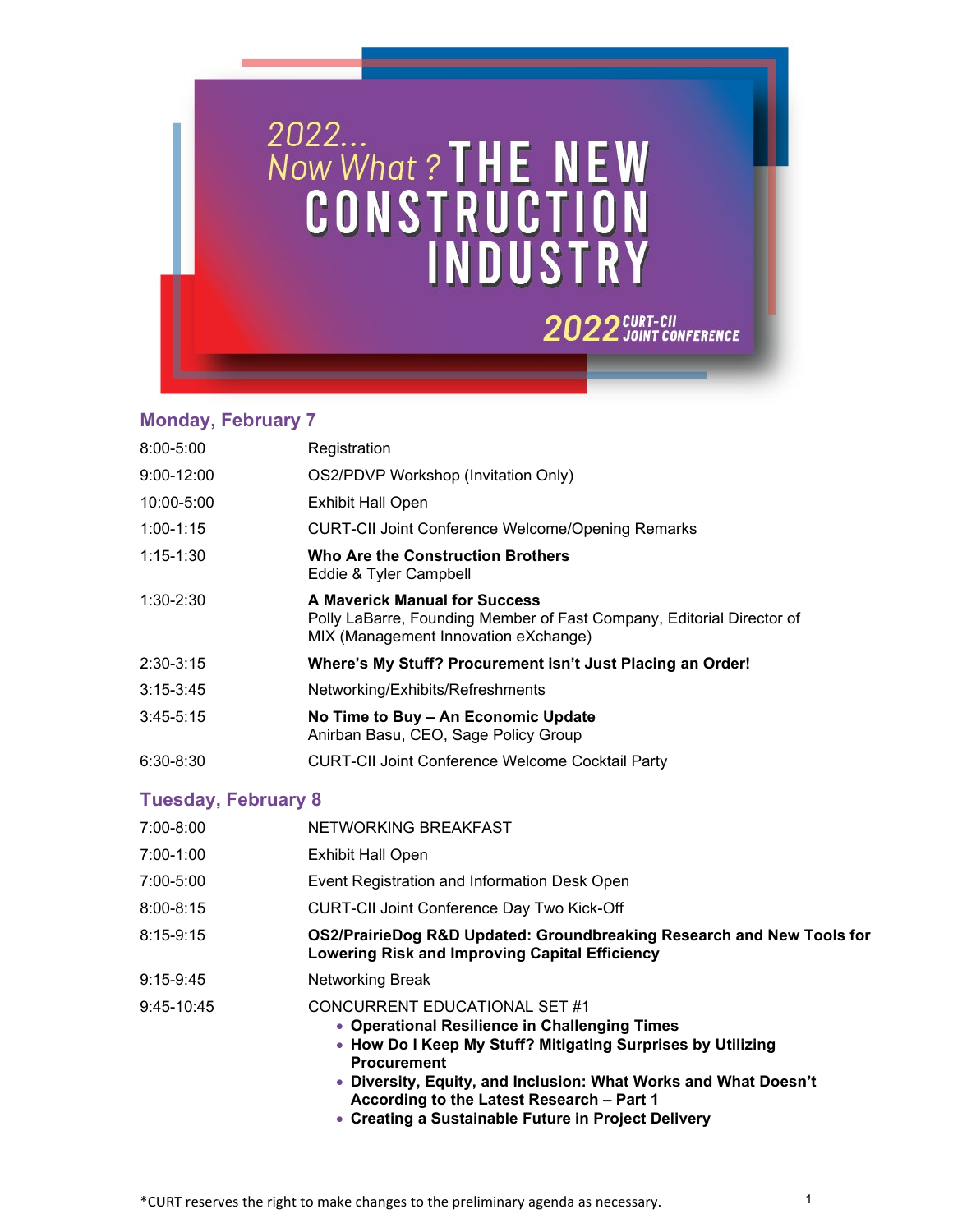# 2022... Now What? THE NEW CONSTRUCTION INDUSTRY

**2022 CURT-CII JOINT CONFERENCE**

## Monday, February 7

| | |
|---|---|
| 8:00-5:00 | Registration |
| 9:00-12:00 | OS2/PDVP Workshop (Invitation Only) |
| 10:00-5:00 | Exhibit Hall Open |
| 1:00-1:15 | CURT-CII Joint Conference Welcome/Opening Remarks |
| 1:15-1:30 | **Who Are the Construction Brothers**<br>Eddie & Tyler Campbell |
| 1:30-2:30 | **A Maverick Manual for Success**<br>Polly LaBarre, Founding Member of Fast Company, Editorial Director of MIX (Management Innovation eXchange) |
| 2:30-3:15 | **Where's My Stuff? Procurement isn't Just Placing an Order!** |
| 3:15-3:45 | Networking/Exhibits/Refreshments |
| 3:45-5:15 | **No Time to Buy – An Economic Update**<br>Anirban Basu, CEO, Sage Policy Group |
| 6:30-8:30 | CURT-CII Joint Conference Welcome Cocktail Party |

## Tuesday, February 8

| | |
|---|---|
| 7:00-8:00 | NETWORKING BREAKFAST |
| 7:00-1:00 | Exhibit Hall Open |
| 7:00-5:00 | Event Registration and Information Desk Open |
| 8:00-8:15 | CURT-CII Joint Conference Day Two Kick-Off |
| 8:15-9:15 | **OS2/PrairieDog R&D Updated: Groundbreaking Research and New Tools for Lowering Risk and Improving Capital Efficiency** |
| 9:15-9:45 | Networking Break |
| 9:45-10:45 | CONCURRENT EDUCATIONAL SET #1<br>• **Operational Resilience in Challenging Times**<br>• **How Do I Keep My Stuff? Mitigating Surprises by Utilizing Procurement**<br>• **Diversity, Equity, and Inclusion: What Works and What Doesn't According to the Latest Research – Part 1**<br>• **Creating a Sustainable Future in Project Delivery** |

*CURT reserves the right to make changes to the preliminary agenda as necessary.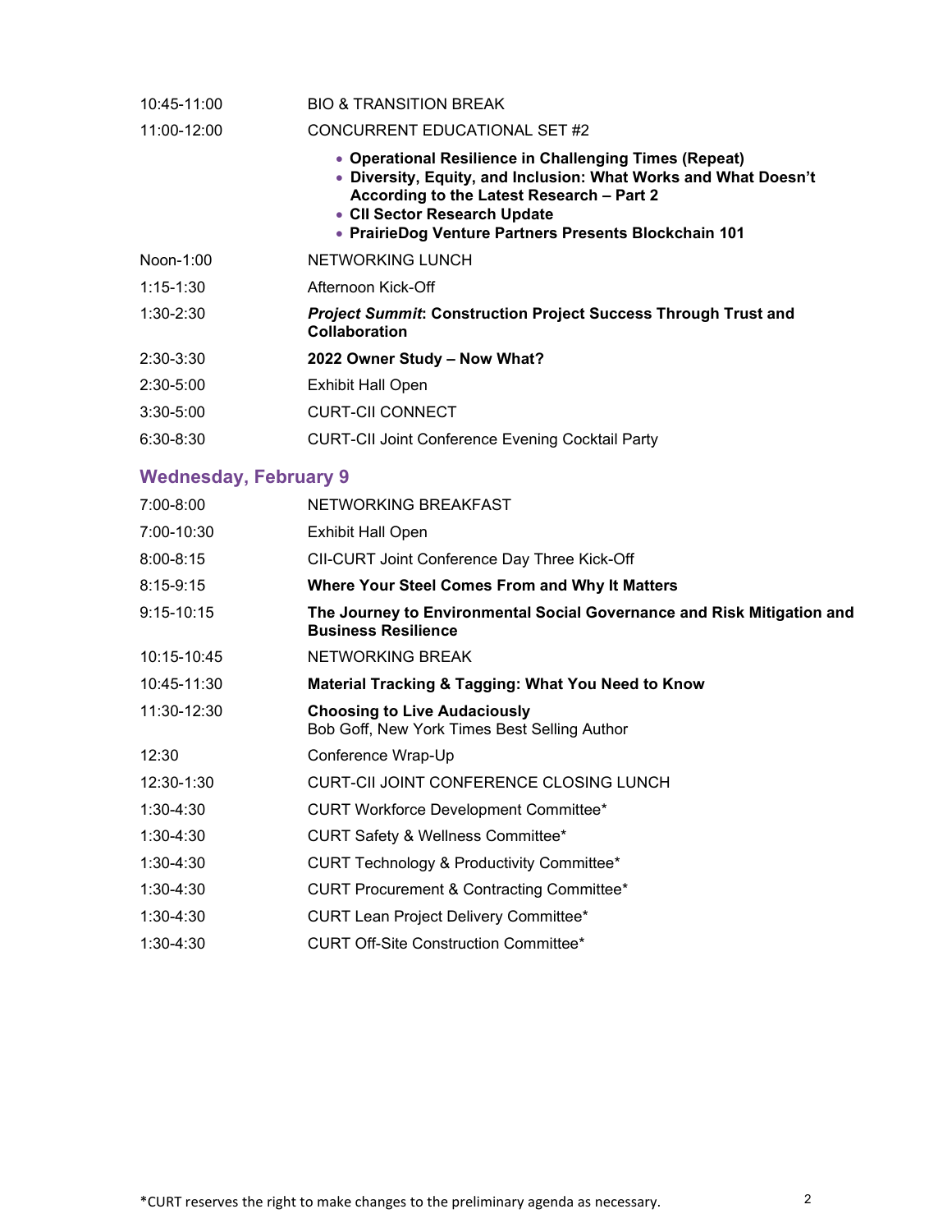| | |
|---|---|
| 10:45-11:00 | BIO & TRANSITION BREAK |
| 11:00-12:00 | CONCURRENT EDUCATIONAL SET #2 |
| | • **Operational Resilience in Challenging Times (Repeat)**<br>• **Diversity, Equity, and Inclusion: What Works and What Doesn't According to the Latest Research – Part 2**<br>• **CII Sector Research Update**<br>• **PrairieDog Venture Partners Presents Blockchain 101** |
| Noon-1:00 | NETWORKING LUNCH |
| 1:15-1:30 | Afternoon Kick-Off |
| 1:30-2:30 | ***Project Summit*: Construction Project Success Through Trust and Collaboration** |
| 2:30-3:30 | **2022 Owner Study – Now What?** |
| 2:30-5:00 | Exhibit Hall Open |
| 3:30-5:00 | CURT-CII CONNECT |
| 6:30-8:30 | CURT-CII Joint Conference Evening Cocktail Party |

## Wednesday, February 9

| | |
|---|---|
| 7:00-8:00 | NETWORKING BREAKFAST |
| 7:00-10:30 | Exhibit Hall Open |
| 8:00-8:15 | CII-CURT Joint Conference Day Three Kick-Off |
| 8:15-9:15 | **Where Your Steel Comes From and Why It Matters** |
| 9:15-10:15 | **The Journey to Environmental Social Governance and Risk Mitigation and Business Resilience** |
| 10:15-10:45 | NETWORKING BREAK |
| 10:45-11:30 | **Material Tracking & Tagging: What You Need to Know** |
| 11:30-12:30 | **Choosing to Live Audaciously**<br>Bob Goff, New York Times Best Selling Author |
| 12:30 | Conference Wrap-Up |
| 12:30-1:30 | CURT-CII JOINT CONFERENCE CLOSING LUNCH |
| 1:30-4:30 | CURT Workforce Development Committee* |
| 1:30-4:30 | CURT Safety & Wellness Committee* |
| 1:30-4:30 | CURT Technology & Productivity Committee* |
| 1:30-4:30 | CURT Procurement & Contracting Committee* |
| 1:30-4:30 | CURT Lean Project Delivery Committee* |
| 1:30-4:30 | CURT Off-Site Construction Committee* |

*CURT reserves the right to make changes to the preliminary agenda as necessary.